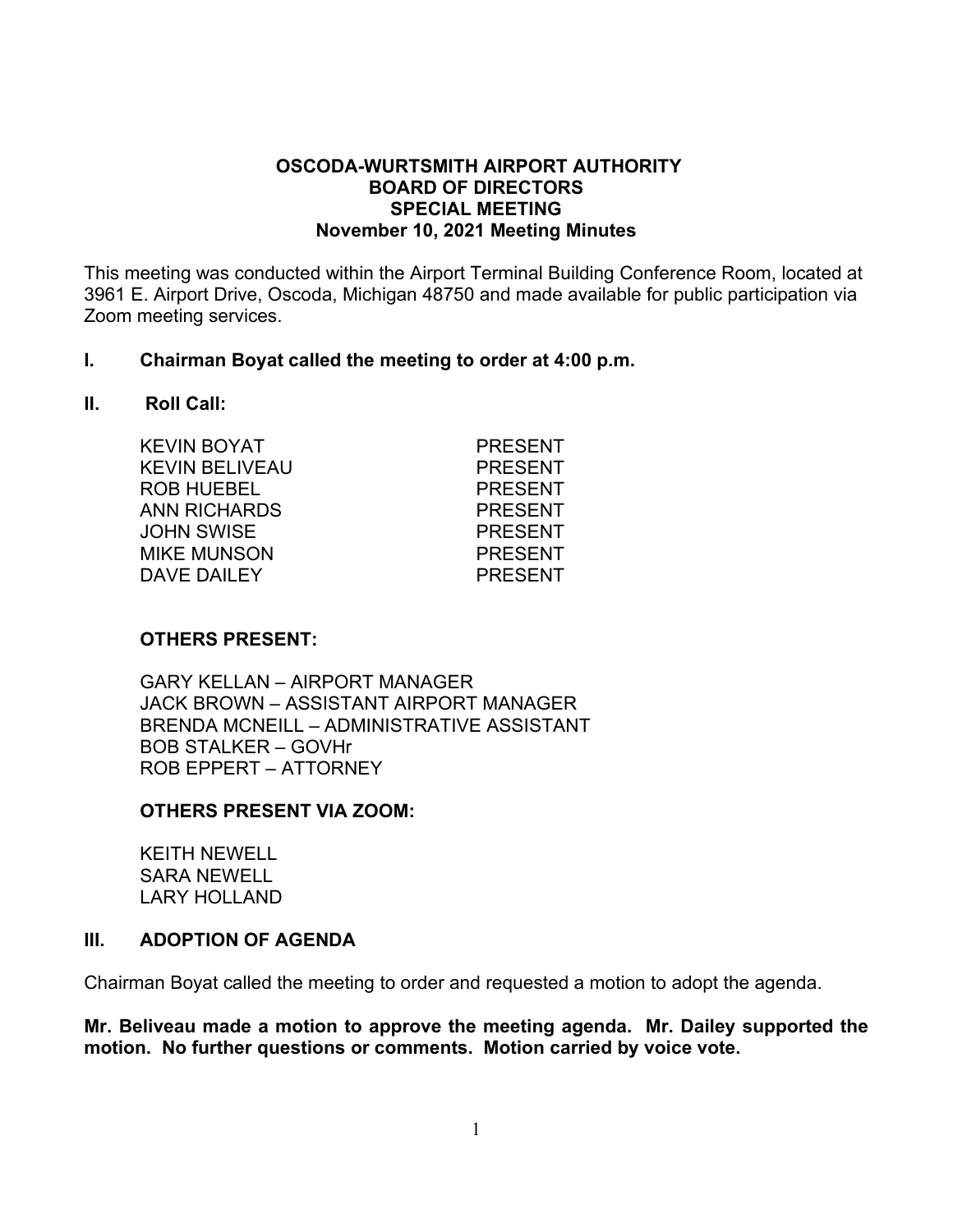# OSCODA-WURTSMITH AIRPORT AUTHORITY
## BOARD OF DIRECTORS
## SPECIAL MEETING
## November 10, 2021 Meeting Minutes

This meeting was conducted within the Airport Terminal Building Conference Room, located at 3961 E. Airport Drive, Oscoda, Michigan 48750 and made available for public participation via Zoom meeting services.

**I. Chairman Boyat called the meeting to order at 4:00 p.m.**

**II. Roll Call:**

| | |
|---|---|
| KEVIN BOYAT | PRESENT |
| KEVIN BELIVEAU | PRESENT |
| ROB HUEBEL | PRESENT |
| ANN RICHARDS | PRESENT |
| JOHN SWISE | PRESENT |
| MIKE MUNSON | PRESENT |
| DAVE DAILEY | PRESENT |

**OTHERS PRESENT:**

GARY KELLAN – AIRPORT MANAGER
JACK BROWN – ASSISTANT AIRPORT MANAGER
BRENDA MCNEILL – ADMINISTRATIVE ASSISTANT
BOB STALKER – GOVHr
ROB EPPERT – ATTORNEY

**OTHERS PRESENT VIA ZOOM:**

KEITH NEWELL
SARA NEWELL
LARY HOLLAND

**III. ADOPTION OF AGENDA**

Chairman Boyat called the meeting to order and requested a motion to adopt the agenda.

**Mr. Beliveau made a motion to approve the meeting agenda. Mr. Dailey supported the motion. No further questions or comments. Motion carried by voice vote.**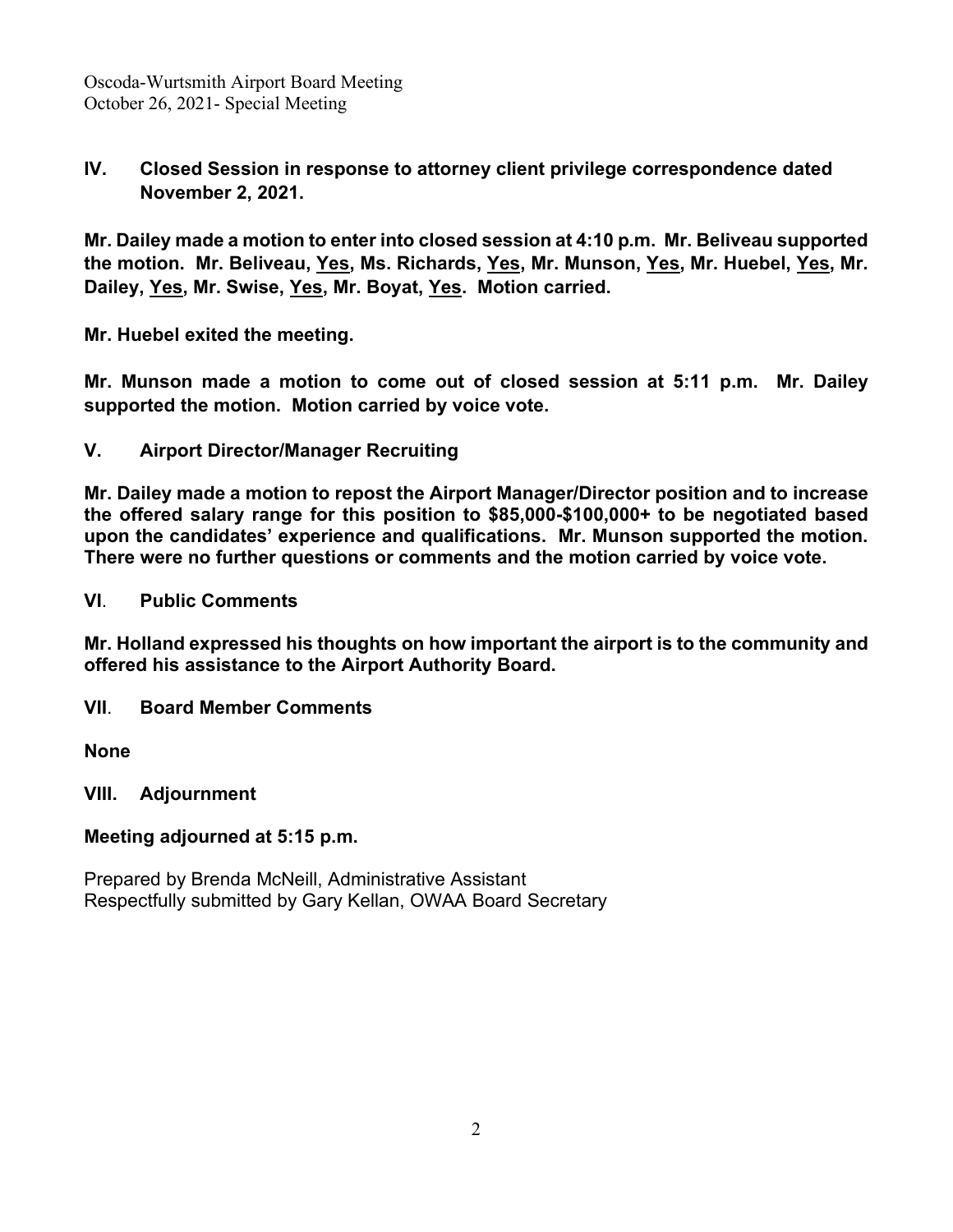Oscoda-Wurtsmith Airport Board Meeting
October 26, 2021- Special Meeting

## IV. Closed Session in response to attorney client privilege correspondence dated November 2, 2021.

**Mr. Dailey made a motion to enter into closed session at 4:10 p.m. Mr. Beliveau supported the motion. Mr. Beliveau, Yes, Ms. Richards, Yes, Mr. Munson, Yes, Mr. Huebel, Yes, Mr. Dailey, Yes, Mr. Swise, Yes, Mr. Boyat, Yes. Motion carried.**

**Mr. Huebel exited the meeting.**

**Mr. Munson made a motion to come out of closed session at 5:11 p.m. Mr. Dailey supported the motion. Motion carried by voice vote.**

## V. Airport Director/Manager Recruiting

**Mr. Dailey made a motion to repost the Airport Manager/Director position and to increase the offered salary range for this position to $85,000-$100,000+ to be negotiated based upon the candidates' experience and qualifications. Mr. Munson supported the motion. There were no further questions or comments and the motion carried by voice vote.**

## VI. Public Comments

**Mr. Holland expressed his thoughts on how important the airport is to the community and offered his assistance to the Airport Authority Board.**

## VII. Board Member Comments

**None**

## VIII. Adjournment

**Meeting adjourned at 5:15 p.m.**

Prepared by Brenda McNeill, Administrative Assistant
Respectfully submitted by Gary Kellan, OWAA Board Secretary